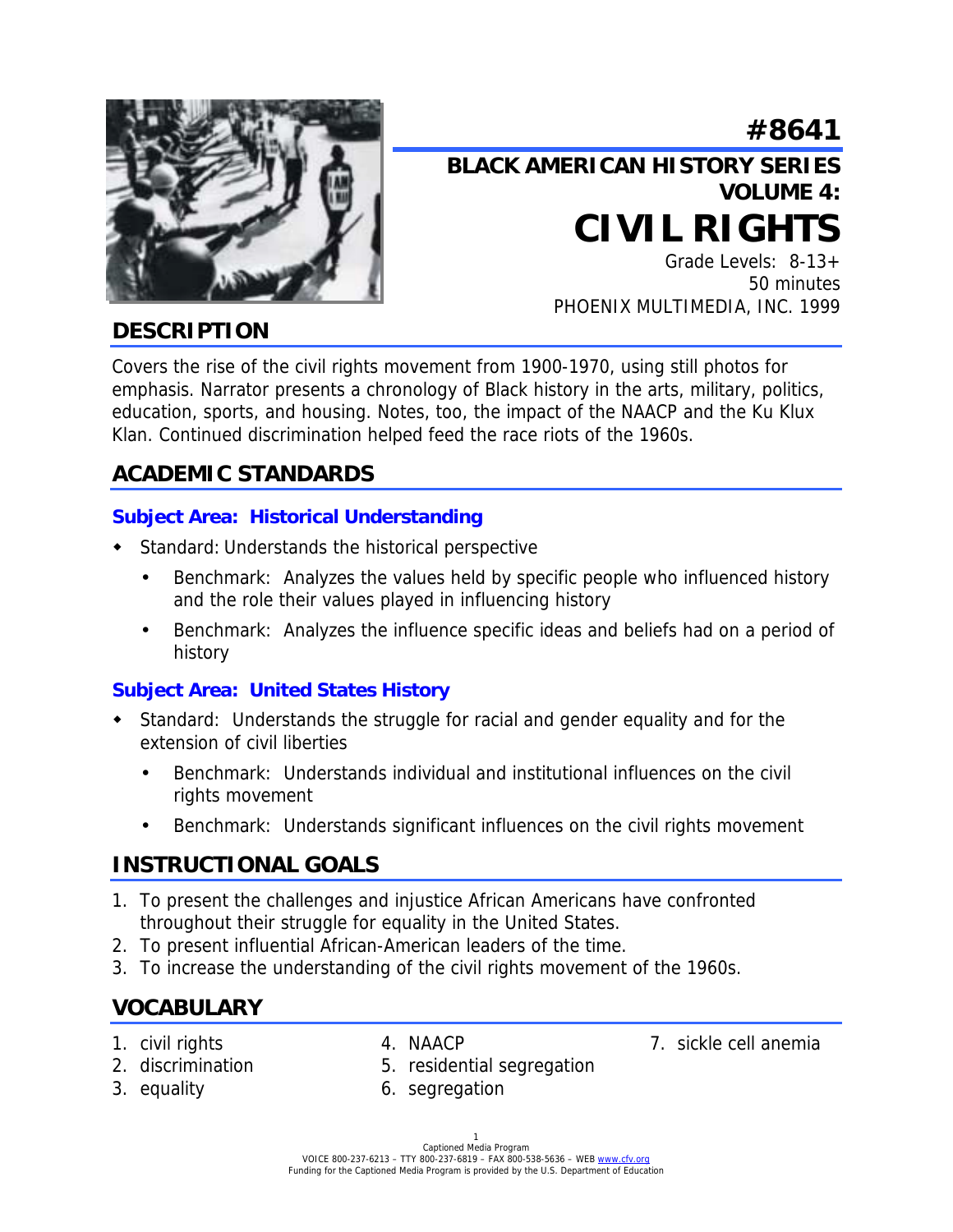# #8641

## BLACK AMERICAN HISTORY SERIES VOLUME 4:

# CIVIL RIGHTS

Grade Levels: 8-13+
50 minutes
PHOENIX MULTIMEDIA, INC. 1999

## DESCRIPTION

Covers the rise of the civil rights movement from 1900-1970, using still photos for emphasis. Narrator presents a chronology of Black history in the arts, military, politics, education, sports, and housing. Notes, too, the impact of the NAACP and the Ku Klux Klan. Continued discrimination helped feed the race riots of the 1960s.

## ACADEMIC STANDARDS

### Subject Area: Historical Understanding

- Standard: Understands the historical perspective
  - Benchmark: Analyzes the values held by specific people who influenced history and the role their values played in influencing history
  - Benchmark: Analyzes the influence specific ideas and beliefs had on a period of history

### Subject Area: United States History

- Standard: Understands the struggle for racial and gender equality and for the extension of civil liberties
  - Benchmark: Understands individual and institutional influences on the civil rights movement
  - Benchmark: Understands significant influences on the civil rights movement

## INSTRUCTIONAL GOALS

1. To present the challenges and injustice African Americans have confronted throughout their struggle for equality in the United States.
2. To present influential African-American leaders of the time.
3. To increase the understanding of the civil rights movement of the 1960s.

## VOCABULARY

1. civil rights
2. discrimination
3. equality
4. NAACP
5. residential segregation
6. segregation
7. sickle cell anemia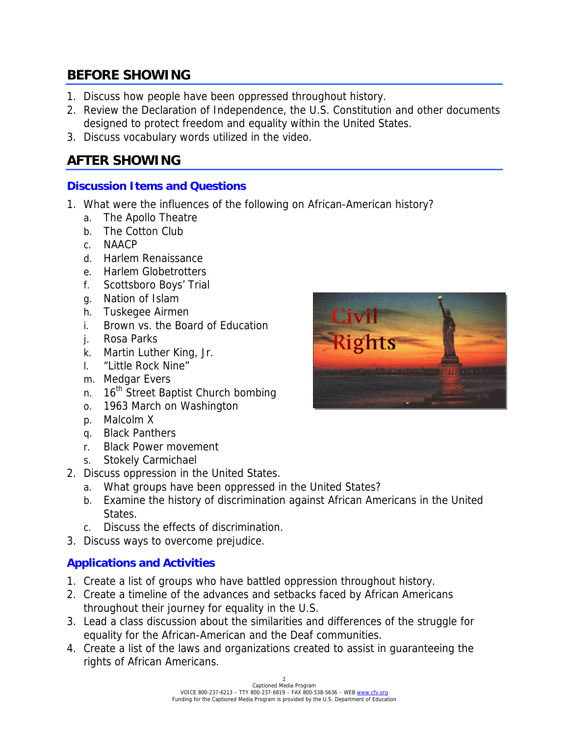## BEFORE SHOWING

1. Discuss how people have been oppressed throughout history.
2. Review the Declaration of Independence, the U.S. Constitution and other documents designed to protect freedom and equality within the United States.
3. Discuss vocabulary words utilized in the video.

## AFTER SHOWING

### Discussion Items and Questions

1. What were the influences of the following on African-American history?
   a. The Apollo Theatre
   b. The Cotton Club
   c. NAACP
   d. Harlem Renaissance
   e. Harlem Globetrotters
   f. Scottsboro Boys' Trial
   g. Nation of Islam
   h. Tuskegee Airmen
   i. Brown vs. the Board of Education
   j. Rosa Parks
   k. Martin Luther King, Jr.
   l. "Little Rock Nine"
   m. Medgar Evers
   n. 16th Street Baptist Church bombing
   o. 1963 March on Washington
   p. Malcolm X
   q. Black Panthers
   r. Black Power movement
   s. Stokely Carmichael
2. Discuss oppression in the United States.
   a. What groups have been oppressed in the United States?
   b. Examine the history of discrimination against African Americans in the United States.
   c. Discuss the effects of discrimination.
3. Discuss ways to overcome prejudice.

### Applications and Activities

1. Create a list of groups who have battled oppression throughout history.
2. Create a timeline of the advances and setbacks faced by African Americans throughout their journey for equality in the U.S.
3. Lead a class discussion about the similarities and differences of the struggle for equality for the African-American and the Deaf communities.
4. Create a list of the laws and organizations created to assist in guaranteeing the rights of African Americans.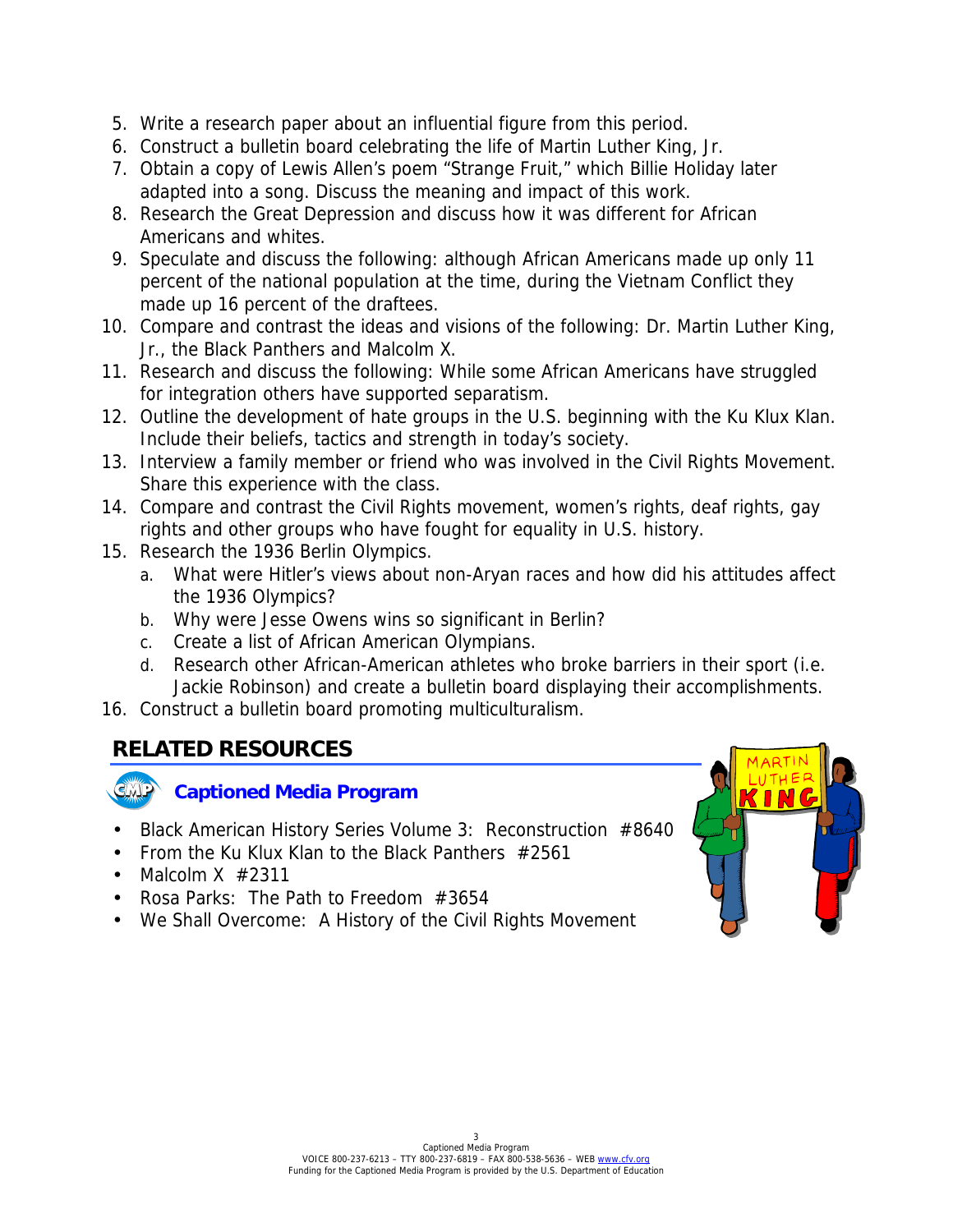5. Write a research paper about an influential figure from this period.
6. Construct a bulletin board celebrating the life of Martin Luther King, Jr.
7. Obtain a copy of Lewis Allen's poem "Strange Fruit," which Billie Holiday later adapted into a song. Discuss the meaning and impact of this work.
8. Research the Great Depression and discuss how it was different for African Americans and whites.
9. Speculate and discuss the following: although African Americans made up only 11 percent of the national population at the time, during the Vietnam Conflict they made up 16 percent of the draftees.
10. Compare and contrast the ideas and visions of the following: Dr. Martin Luther King, Jr., the Black Panthers and Malcolm X.
11. Research and discuss the following: While some African Americans have struggled for integration others have supported separatism.
12. Outline the development of hate groups in the U.S. beginning with the Ku Klux Klan. Include their beliefs, tactics and strength in today's society.
13. Interview a family member or friend who was involved in the Civil Rights Movement. Share this experience with the class.
14. Compare and contrast the Civil Rights movement, women's rights, deaf rights, gay rights and other groups who have fought for equality in U.S. history.
15. Research the 1936 Berlin Olympics.
    a. What were Hitler's views about non-Aryan races and how did his attitudes affect the 1936 Olympics?
    b. Why were Jesse Owens wins so significant in Berlin?
    c. Create a list of African American Olympians.
    d. Research other African-American athletes who broke barriers in their sport (i.e. Jackie Robinson) and create a bulletin board displaying their accomplishments.
16. Construct a bulletin board promoting multiculturalism.

## RELATED RESOURCES

### Captioned Media Program

- Black American History Series Volume 3: Reconstruction #8640
- From the Ku Klux Klan to the Black Panthers #2561
- Malcolm X #2311
- Rosa Parks: The Path to Freedom #3654
- We Shall Overcome: A History of the Civil Rights Movement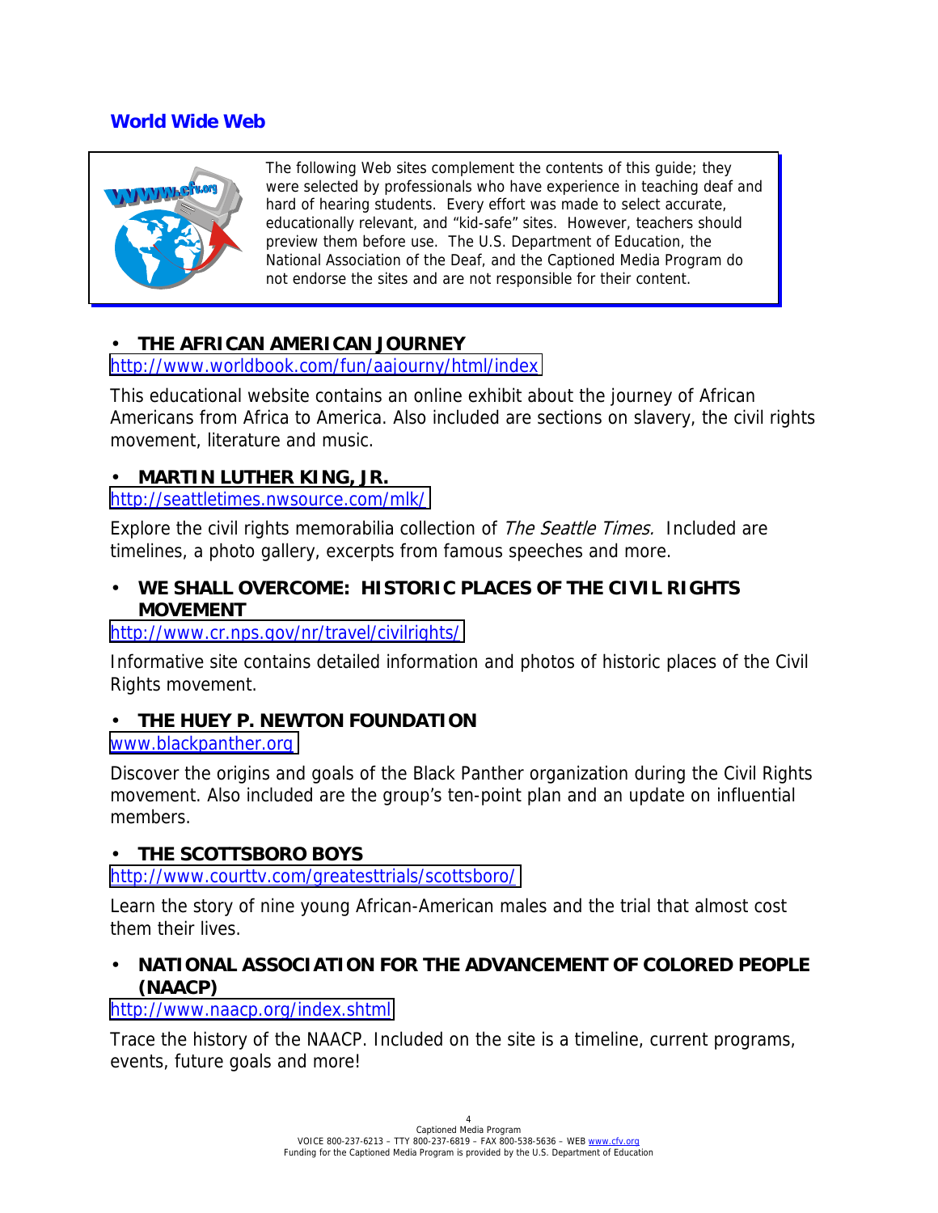## World Wide Web

The following Web sites complement the contents of this guide; they were selected by professionals who have experience in teaching deaf and hard of hearing students. Every effort was made to select accurate, educationally relevant, and "kid-safe" sites. However, teachers should preview them before use. The U.S. Department of Education, the National Association of the Deaf, and the Captioned Media Program do not endorse the sites and are not responsible for their content.

- **THE AFRICAN AMERICAN JOURNEY**

http://www.worldbook.com/fun/aajourny/html/index

This educational website contains an online exhibit about the journey of African Americans from Africa to America. Also included are sections on slavery, the civil rights movement, literature and music.

- **MARTIN LUTHER KING, JR.**

http://seattletimes.nwsource.com/mlk/

Explore the civil rights memorabilia collection of *The Seattle Times.* Included are timelines, a photo gallery, excerpts from famous speeches and more.

- **WE SHALL OVERCOME: HISTORIC PLACES OF THE CIVIL RIGHTS MOVEMENT**

http://www.cr.nps.gov/nr/travel/civilrights/

Informative site contains detailed information and photos of historic places of the Civil Rights movement.

- **THE HUEY P. NEWTON FOUNDATION**

www.blackpanther.org

Discover the origins and goals of the Black Panther organization during the Civil Rights movement. Also included are the group's ten-point plan and an update on influential members.

- **THE SCOTTSBORO BOYS**

http://www.courttv.com/greatesttrials/scottsboro/

Learn the story of nine young African-American males and the trial that almost cost them their lives.

- **NATIONAL ASSOCIATION FOR THE ADVANCEMENT OF COLORED PEOPLE (NAACP)**

http://www.naacp.org/index.shtml

Trace the history of the NAACP. Included on the site is a timeline, current programs, events, future goals and more!